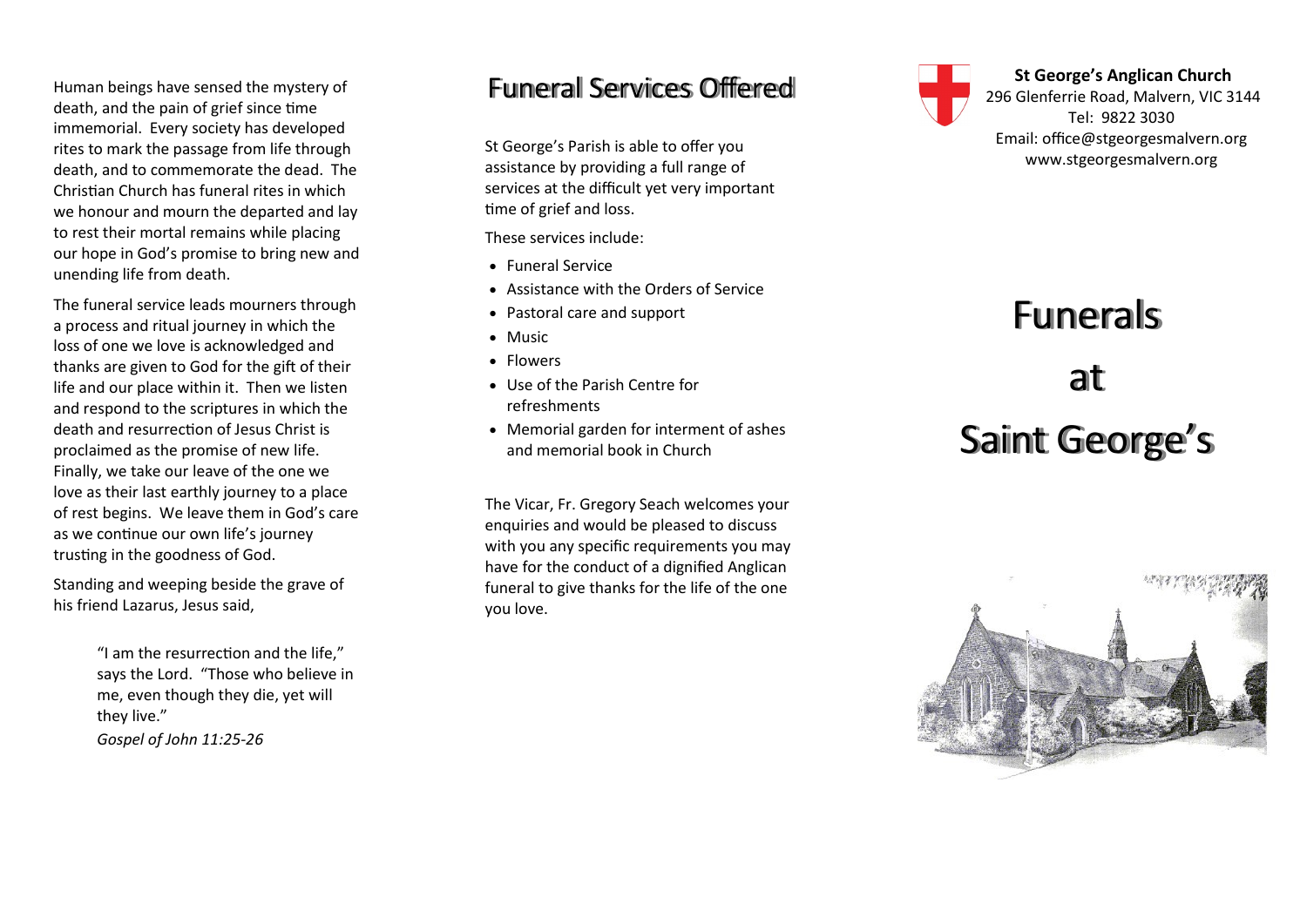Human beings have sensed the mystery of death, and the pain of grief since time immemorial. Every society has developed rites to mark the passage from life through death, and to commemorate the dead. The Christian Church has funeral rites in which we honour and mourn the departed and lay to rest their mortal remains while placing our hope in God's promise to bring new and unending life from death.

The funeral service leads mourners through a process and ritual journey in which the loss of one we love is acknowledged and thanks are given to God for the gift of their life and our place within it. Then we listen and respond to the scriptures in which the death and resurrection of Jesus Christ is proclaimed as the promise of new life. Finally, we take our leave of the one we love as their last earthly journey to a place of rest begins. We leave them in God's care as we continue our own life's journey trusting in the goodness of God.

Standing and weeping beside the grave of his friend Lazarus, Jesus said,

> "I am the resurrection and the life," says the Lord. "Those who believe in me, even though they die, yet will they live."
>
> *Gospel of John 11:25-26*

# Funeral Services Offered

St George's Parish is able to offer you assistance by providing a full range of services at the difficult yet very important time of grief and loss.

These services include:

- Funeral Service
- Assistance with the Orders of Service
- Pastoral care and support
- Music
- Flowers
- Use of the Parish Centre for refreshments
- Memorial garden for interment of ashes and memorial book in Church

The Vicar, Fr. Gregory Seach welcomes your enquiries and would be pleased to discuss with you any specific requirements you may have for the conduct of a dignified Anglican funeral to give thanks for the life of the one you love.

**St George's Anglican Church**
296 Glenferrie Road, Malvern, VIC 3144
Tel: 9822 3030
Email: office@stgeorgesmalvern.org
www.stgeorgesmalvern.org

# Funerals at Saint George's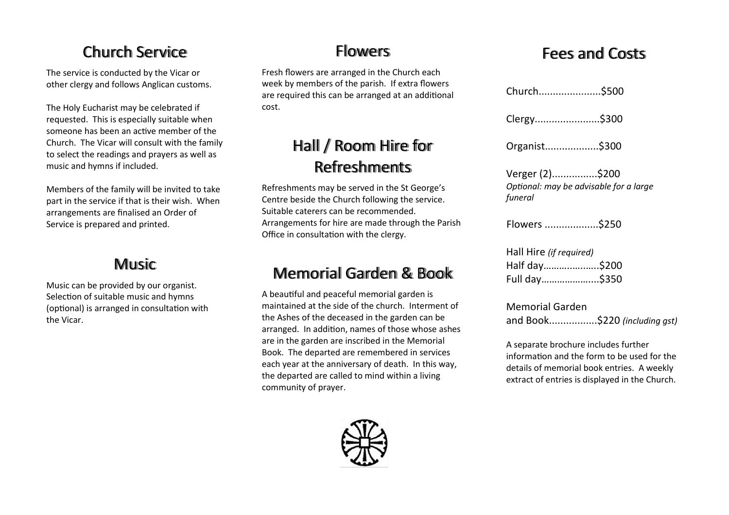## Church Service

The service is conducted by the Vicar or other clergy and follows Anglican customs.

The Holy Eucharist may be celebrated if requested. This is especially suitable when someone has been an active member of the Church. The Vicar will consult with the family to select the readings and prayers as well as music and hymns if included.

Members of the family will be invited to take part in the service if that is their wish. When arrangements are finalised an Order of Service is prepared and printed.

## Music

Music can be provided by our organist. Selection of suitable music and hymns (optional) is arranged in consultation with the Vicar.

## Flowers

Fresh flowers are arranged in the Church each week by members of the parish. If extra flowers are required this can be arranged at an additional cost.

## Hall / Room Hire for Refreshments

Refreshments may be served in the St George's Centre beside the Church following the service. Suitable caterers can be recommended. Arrangements for hire are made through the Parish Office in consultation with the clergy.

## Memorial Garden & Book

A beautiful and peaceful memorial garden is maintained at the side of the church. Interment of the Ashes of the deceased in the garden can be arranged. In addition, names of those whose ashes are in the garden are inscribed in the Memorial Book. The departed are remembered in services each year at the anniversary of death. In this way, the departed are called to mind within a living community of prayer.

## Fees and Costs

Church......................$500

Clergy.......................$300

Organist...................$300

Verger (2)................$200
*Optional: may be advisable for a large funeral*

Flowers ...................$250

Hall Hire *(if required)*
Half day…………………$200
Full day…………………$350

Memorial Garden
and Book.................$220 *(including gst)*

A separate brochure includes further information and the form to be used for the details of memorial book entries. A weekly extract of entries is displayed in the Church.